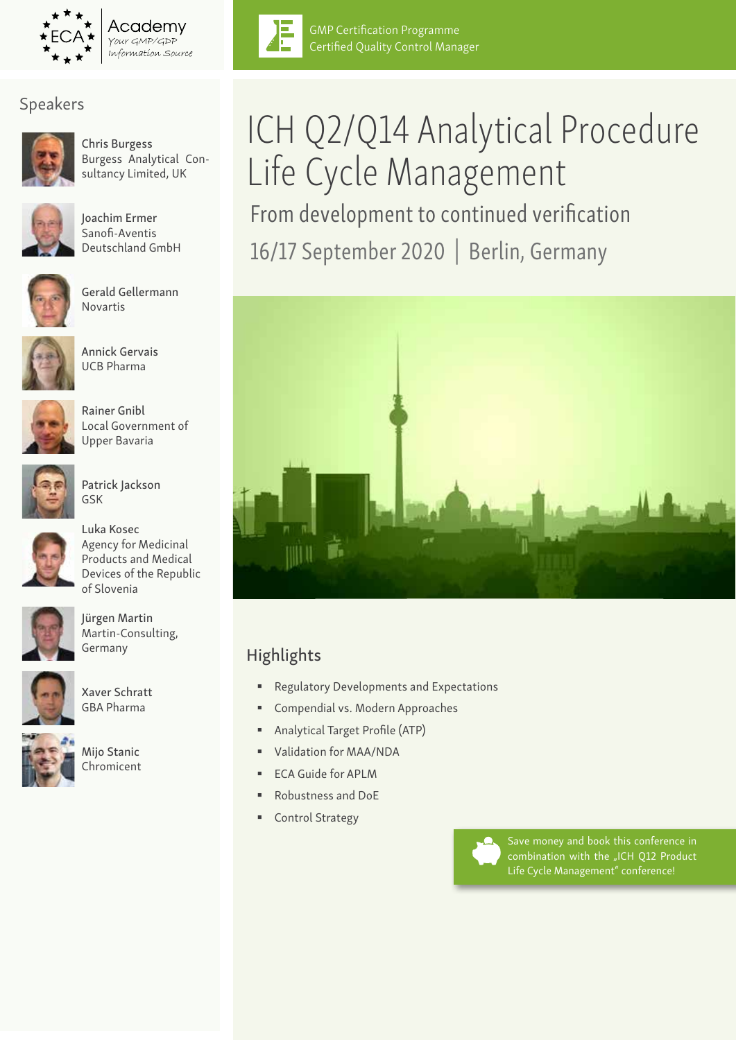ECA Academy
Your GMP/GDP Information Source

GMP Certification Programme
Certified Quality Control Manager

# ICH Q2/Q14 Analytical Procedure Life Cycle Management

## From development to continued verification

## 16/17 September 2020 | Berlin, Germany

## Speakers

**Chris Burgess**
Burgess Analytical Consultancy Limited, UK

**Joachim Ermer**
Sanofi-Aventis Deutschland GmbH

**Gerald Gellermann**
Novartis

**Annick Gervais**
UCB Pharma

**Rainer Gnibl**
Local Government of Upper Bavaria

**Patrick Jackson**
GSK

**Luka Kosec**
Agency for Medicinal Products and Medical Devices of the Republic of Slovenia

**Jürgen Martin**
Martin-Consulting, Germany

**Xaver Schratt**
GBA Pharma

**Mijo Stanic**
Chromicent

## Highlights

- Regulatory Developments and Expectations
- Compendial vs. Modern Approaches
- Analytical Target Profile (ATP)
- Validation for MAA/NDA
- ECA Guide for APLM
- Robustness and DoE
- Control Strategy

Save money and book this conference in combination with the „ICH Q12 Product Life Cycle Management" conference!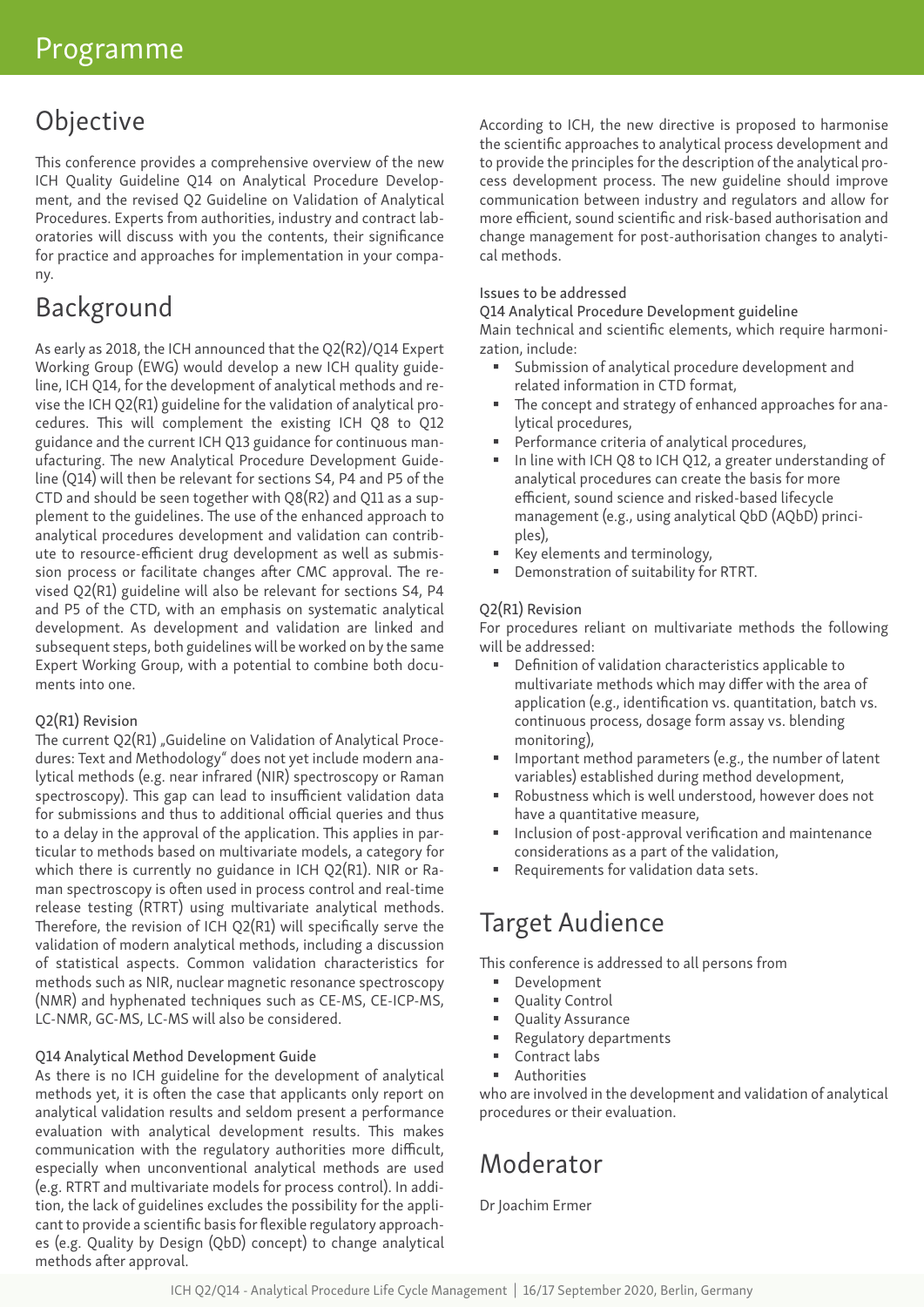# Programme

## Objective

This conference provides a comprehensive overview of the new ICH Quality Guideline Q14 on Analytical Procedure Development, and the revised Q2 Guideline on Validation of Analytical Procedures. Experts from authorities, industry and contract laboratories will discuss with you the contents, their significance for practice and approaches for implementation in your company.

## Background

As early as 2018, the ICH announced that the Q2(R2)/Q14 Expert Working Group (EWG) would develop a new ICH quality guideline, ICH Q14, for the development of analytical methods and revise the ICH Q2(R1) guideline for the validation of analytical procedures. This will complement the existing ICH Q8 to Q12 guidance and the current ICH Q13 guidance for continuous manufacturing. The new Analytical Procedure Development Guideline (Q14) will then be relevant for sections S4, P4 and P5 of the CTD and should be seen together with Q8(R2) and Q11 as a supplement to the guidelines. The use of the enhanced approach to analytical procedures development and validation can contribute to resource-efficient drug development as well as submission process or facilitate changes after CMC approval. The revised Q2(R1) guideline will also be relevant for sections S4, P4 and P5 of the CTD, with an emphasis on systematic analytical development. As development and validation are linked and subsequent steps, both guidelines will be worked on by the same Expert Working Group, with a potential to combine both documents into one.

### Q2(R1) Revision

The current Q2(R1) „Guideline on Validation of Analytical Procedures: Text and Methodology" does not yet include modern analytical methods (e.g. near infrared (NIR) spectroscopy or Raman spectroscopy). This gap can lead to insufficient validation data for submissions and thus to additional official queries and thus to a delay in the approval of the application. This applies in particular to methods based on multivariate models, a category for which there is currently no guidance in ICH Q2(R1). NIR or Raman spectroscopy is often used in process control and real-time release testing (RTRT) using multivariate analytical methods. Therefore, the revision of ICH Q2(R1) will specifically serve the validation of modern analytical methods, including a discussion of statistical aspects. Common validation characteristics for methods such as NIR, nuclear magnetic resonance spectroscopy (NMR) and hyphenated techniques such as CE-MS, CE-ICP-MS, LC-NMR, GC-MS, LC-MS will also be considered.

### Q14 Analytical Method Development Guide

As there is no ICH guideline for the development of analytical methods yet, it is often the case that applicants only report on analytical validation results and seldom present a performance evaluation with analytical development results. This makes communication with the regulatory authorities more difficult, especially when unconventional analytical methods are used (e.g. RTRT and multivariate models for process control). In addition, the lack of guidelines excludes the possibility for the applicant to provide a scientific basis for flexible regulatory approaches (e.g. Quality by Design (QbD) concept) to change analytical methods after approval.

According to ICH, the new directive is proposed to harmonise the scientific approaches to analytical process development and to provide the principles for the description of the analytical process development process. The new guideline should improve communication between industry and regulators and allow for more efficient, sound scientific and risk-based authorisation and change management for post-authorisation changes to analytical methods.

### Issues to be addressed

Q14 Analytical Procedure Development guideline

Main technical and scientific elements, which require harmonization, include:

- Submission of analytical procedure development and related information in CTD format,
- The concept and strategy of enhanced approaches for analytical procedures,
- Performance criteria of analytical procedures,
- In line with ICH Q8 to ICH Q12, a greater understanding of analytical procedures can create the basis for more efficient, sound science and risked-based lifecycle management (e.g., using analytical QbD (AQbD) principles),
- Key elements and terminology,
- Demonstration of suitability for RTRT.

### Q2(R1) Revision

For procedures reliant on multivariate methods the following will be addressed:

- Definition of validation characteristics applicable to multivariate methods which may differ with the area of application (e.g., identification vs. quantitation, batch vs. continuous process, dosage form assay vs. blending monitoring),
- Important method parameters (e.g., the number of latent variables) established during method development,
- Robustness which is well understood, however does not have a quantitative measure,
- Inclusion of post-approval verification and maintenance considerations as a part of the validation,
- Requirements for validation data sets.

## Target Audience

This conference is addressed to all persons from

- Development
- Quality Control
- Quality Assurance
- Regulatory departments
- Contract labs
- Authorities

who are involved in the development and validation of analytical procedures or their evaluation.

## Moderator

Dr Joachim Ermer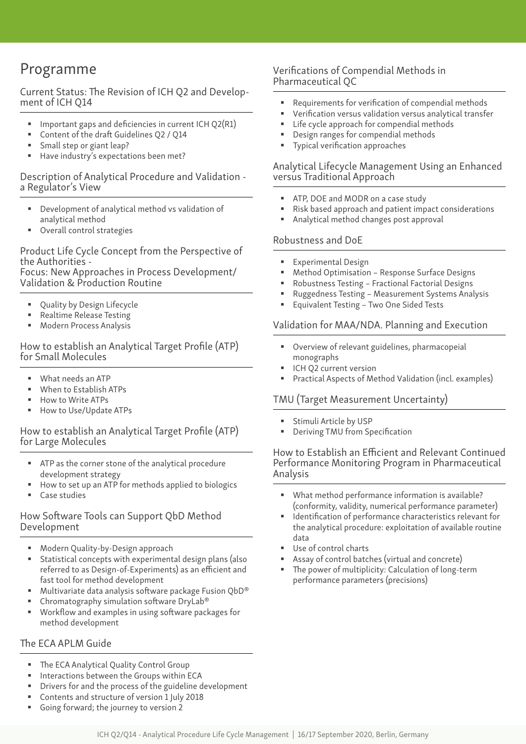# Programme

## Current Status: The Revision of ICH Q2 and Development of ICH Q14

- Important gaps and deficiencies in current ICH Q2(R1)
- Content of the draft Guidelines Q2 / Q14
- Small step or giant leap?
- Have industry's expectations been met?

## Description of Analytical Procedure and Validation - a Regulator's View

- Development of analytical method vs validation of analytical method
- Overall control strategies

## Product Life Cycle Concept from the Perspective of the Authorities - Focus: New Approaches in Process Development/ Validation & Production Routine

- Quality by Design Lifecycle
- Realtime Release Testing
- Modern Process Analysis

## How to establish an Analytical Target Profile (ATP) for Small Molecules

- What needs an ATP
- When to Establish ATPs
- How to Write ATPs
- How to Use/Update ATPs

## How to establish an Analytical Target Profile (ATP) for Large Molecules

- ATP as the corner stone of the analytical procedure development strategy
- How to set up an ATP for methods applied to biologics
- Case studies

## How Software Tools can Support QbD Method Development

- Modern Quality-by-Design approach
- Statistical concepts with experimental design plans (also referred to as Design-of-Experiments) as an efficient and fast tool for method development
- Multivariate data analysis software package Fusion QbD®
- Chromatography simulation software DryLab®
- Workflow and examples in using software packages for method development

## The ECA APLM Guide

- The ECA Analytical Quality Control Group
- Interactions between the Groups within ECA
- Drivers for and the process of the guideline development
- Contents and structure of version 1 July 2018
- Going forward; the journey to version 2

## Verifications of Compendial Methods in Pharmaceutical QC

- Requirements for verification of compendial methods
- Verification versus validation versus analytical transfer
- Life cycle approach for compendial methods
- Design ranges for compendial methods
- Typical verification approaches

## Analytical Lifecycle Management Using an Enhanced versus Traditional Approach

- ATP, DOE and MODR on a case study
- Risk based approach and patient impact considerations
- Analytical method changes post approval

## Robustness and DoE

- Experimental Design
- Method Optimisation – Response Surface Designs
- Robustness Testing – Fractional Factorial Designs
- Ruggedness Testing – Measurement Systems Analysis
- Equivalent Testing – Two One Sided Tests

## Validation for MAA/NDA. Planning and Execution

- Overview of relevant guidelines, pharmacopeial monographs
- ICH Q2 current version
- Practical Aspects of Method Validation (incl. examples)

## TMU (Target Measurement Uncertainty)

- Stimuli Article by USP
- Deriving TMU from Specification

## How to Establish an Efficient and Relevant Continued Performance Monitoring Program in Pharmaceutical Analysis

- What method performance information is available? (conformity, validity, numerical performance parameter)
- Identification of performance characteristics relevant for the analytical procedure: exploitation of available routine data
- Use of control charts
- Assay of control batches (virtual and concrete)
- The power of multiplicity: Calculation of long-term performance parameters (precisions)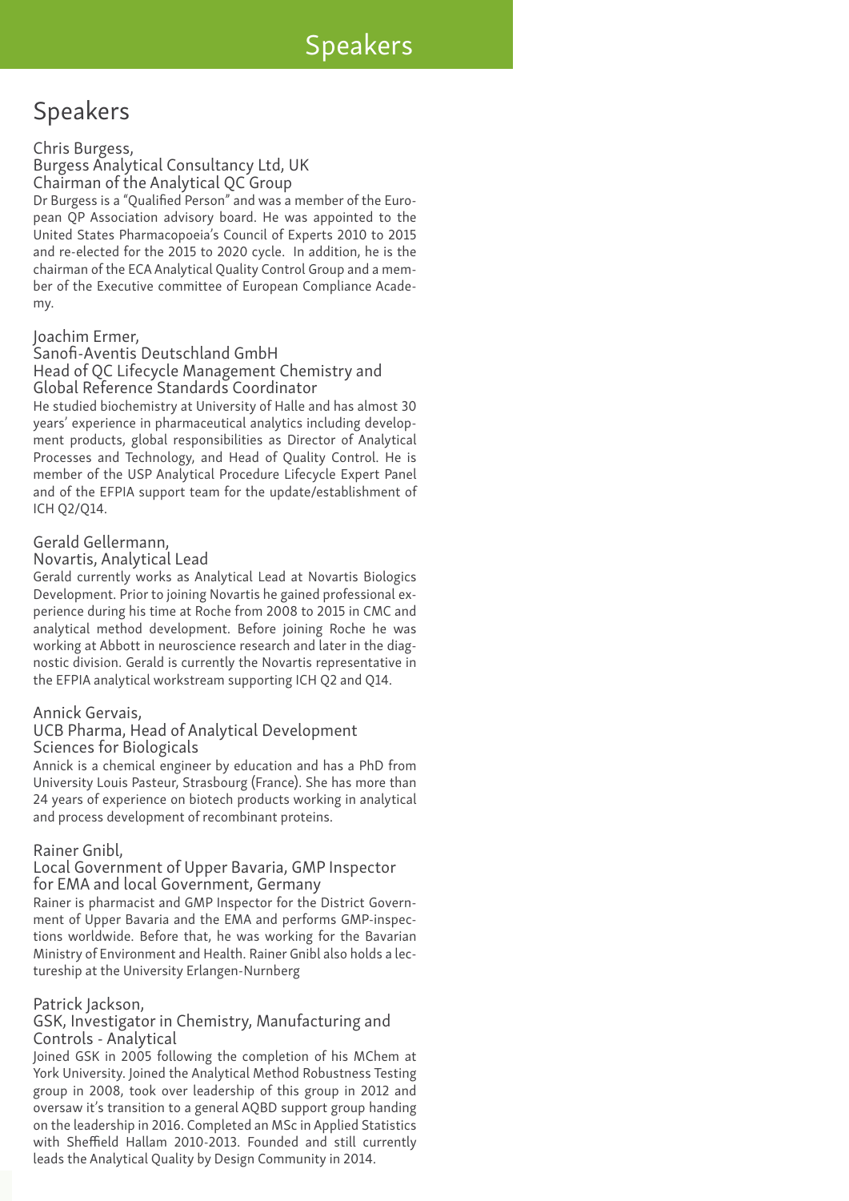# Speakers

## Speakers

### Chris Burgess, Burgess Analytical Consultancy Ltd, UK Chairman of the Analytical QC Group

Dr Burgess is a "Qualified Person" and was a member of the European QP Association advisory board. He was appointed to the United States Pharmacopoeia's Council of Experts 2010 to 2015 and re-elected for the 2015 to 2020 cycle. In addition, he is the chairman of the ECA Analytical Quality Control Group and a member of the Executive committee of European Compliance Academy.

### Joachim Ermer, Sanofi-Aventis Deutschland GmbH Head of QC Lifecycle Management Chemistry and Global Reference Standards Coordinator

He studied biochemistry at University of Halle and has almost 30 years' experience in pharmaceutical analytics including development products, global responsibilities as Director of Analytical Processes and Technology, and Head of Quality Control. He is member of the USP Analytical Procedure Lifecycle Expert Panel and of the EFPIA support team for the update/establishment of ICH Q2/Q14.

### Gerald Gellermann, Novartis, Analytical Lead

Gerald currently works as Analytical Lead at Novartis Biologics Development. Prior to joining Novartis he gained professional experience during his time at Roche from 2008 to 2015 in CMC and analytical method development. Before joining Roche he was working at Abbott in neuroscience research and later in the diagnostic division. Gerald is currently the Novartis representative in the EFPIA analytical workstream supporting ICH Q2 and Q14.

### Annick Gervais, UCB Pharma, Head of Analytical Development Sciences for Biologicals

Annick is a chemical engineer by education and has a PhD from University Louis Pasteur, Strasbourg (France). She has more than 24 years of experience on biotech products working in analytical and process development of recombinant proteins.

### Rainer Gnibl, Local Government of Upper Bavaria, GMP Inspector for EMA and local Government, Germany

Rainer is pharmacist and GMP Inspector for the District Government of Upper Bavaria and the EMA and performs GMP-inspections worldwide. Before that, he was working for the Bavarian Ministry of Environment and Health. Rainer Gnibl also holds a lectureship at the University Erlangen-Nurnberg

### Patrick Jackson, GSK, Investigator in Chemistry, Manufacturing and Controls - Analytical

Joined GSK in 2005 following the completion of his MChem at York University. Joined the Analytical Method Robustness Testing group in 2008, took over leadership of this group in 2012 and oversaw it's transition to a general AQBD support group handing on the leadership in 2016. Completed an MSc in Applied Statistics with Sheffield Hallam 2010-2013. Founded and still currently leads the Analytical Quality by Design Community in 2014.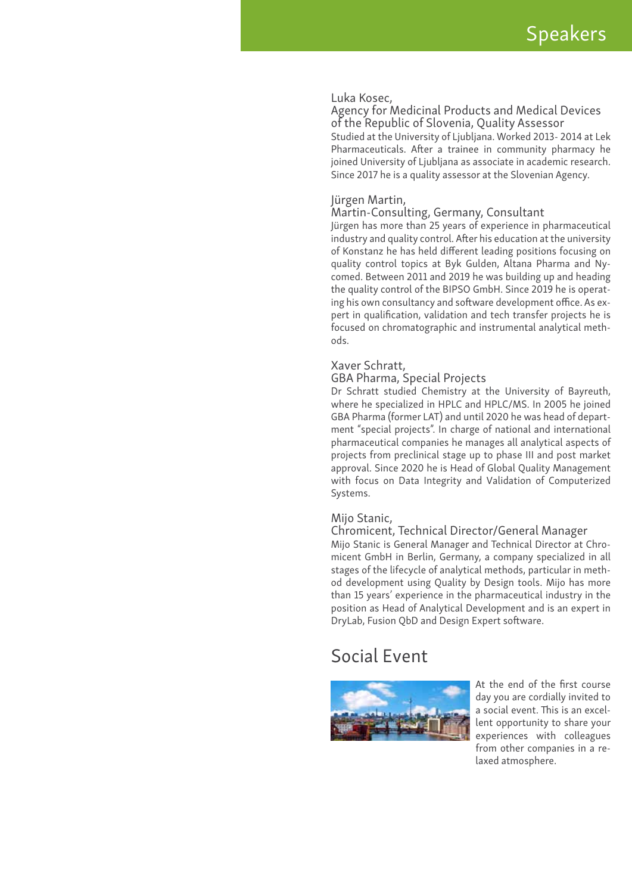# Speakers

**Luka Kosec,**
**Agency for Medicinal Products and Medical Devices of the Republic of Slovenia, Quality Assessor**
Studied at the University of Ljubljana. Worked 2013- 2014 at Lek Pharmaceuticals. After a trainee in community pharmacy he joined University of Ljubljana as associate in academic research. Since 2017 he is a quality assessor at the Slovenian Agency.

**Jürgen Martin,**
**Martin-Consulting, Germany, Consultant**
Jürgen has more than 25 years of experience in pharmaceutical industry and quality control. After his education at the university of Konstanz he has held different leading positions focusing on quality control topics at Byk Gulden, Altana Pharma and Nycomed. Between 2011 and 2019 he was building up and heading the quality control of the BIPSO GmbH. Since 2019 he is operating his own consultancy and software development office. As expert in qualification, validation and tech transfer projects he is focused on chromatographic and instrumental analytical methods.

**Xaver Schratt,**
**GBA Pharma, Special Projects**
Dr Schratt studied Chemistry at the University of Bayreuth, where he specialized in HPLC and HPLC/MS. In 2005 he joined GBA Pharma (former LAT) and until 2020 he was head of department "special projects". In charge of national and international pharmaceutical companies he manages all analytical aspects of projects from preclinical stage up to phase III and post market approval. Since 2020 he is Head of Global Quality Management with focus on Data Integrity and Validation of Computerized Systems.

**Mijo Stanic,**
**Chromicent, Technical Director/General Manager**
Mijo Stanic is General Manager and Technical Director at Chromicent GmbH in Berlin, Germany, a company specialized in all stages of the lifecycle of analytical methods, particular in method development using Quality by Design tools. Mijo has more than 15 years' experience in the pharmaceutical industry in the position as Head of Analytical Development and is an expert in DryLab, Fusion QbD and Design Expert software.

## Social Event

At the end of the first course day you are cordially invited to a social event. This is an excellent opportunity to share your experiences with colleagues from other companies in a relaxed atmosphere.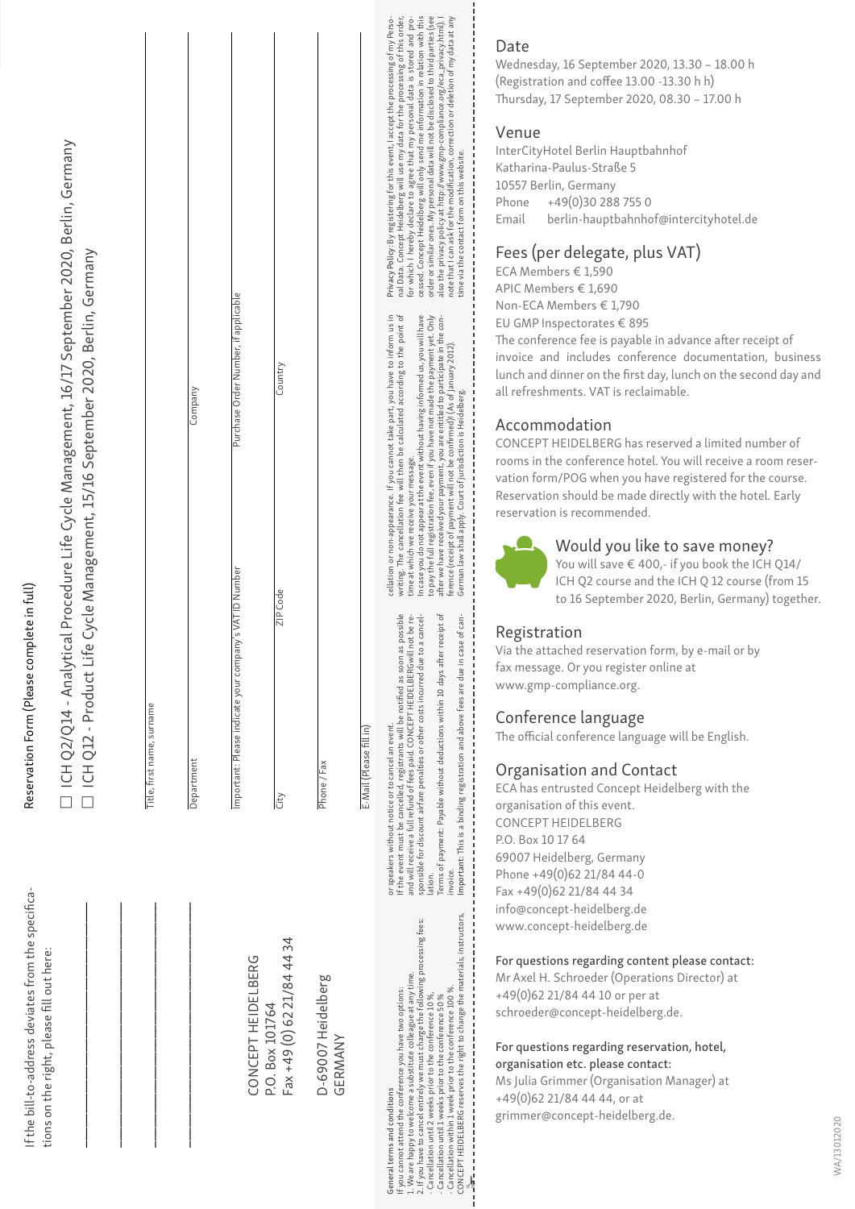If the bill-to-address deviates from the specifications on the right, please fill out here:

CONCEPT HEIDELBERG
P.O. Box 101764
Fax +49 (0) 62 21/84 44 34

D-69007 Heidelberg
GERMANY

Reservation Form (Please complete in full)

☐ ICH Q2/Q14 - Analytical Procedure Life Cycle Management, 16/17 September 2020, Berlin, Germany

☐ ICH Q12 - Product Life Cycle Management, 15/16 September 2020, Berlin, Germany

Title, first name, surname

Department | Company

Important: Please indicate your company's VAT ID Number | Purchase Order Number, if applicable

City | ZIP Code | Country

Phone / Fax

E-Mail (Please fill in)

General terms and conditions
If you cannot attend the conference you have two options:
1. We are happy to welcome a substitute colleague at any time.
2. If you have to cancel entirely we must charge the following processing fees:
- Cancellation until 2 weeks prior to the conference 10 %,
- Cancellation until 1 weeks prior to the conference 50 %
- Cancellation within 1 week prior to the conference 100 %.

CONCEPT HEIDELBERG reserves the right to change the materials, instructors, or speakers without notice or to cancel an event.
If the event must be cancelled, registrants will be notified as soon as possible and will receive a full refund of fees paid. CONCEPT HEIDELBERG will not be responsible for discount airfare penalties or other costs incurred due to a cancellation.
Terms of payment: Payable without deductions within 10 days after receipt of invoice.
Important: This is a binding registration and above fees are due in case of cancellation or non-appearance. If you cannot take part, you have to inform us in writing. The cancellation fee will then be calculated according to the point of time at which we receive your message.
In case you do not appear at the event without having informed us, you will have to pay the full registration fee, even if you have not made the payment yet. Only after we have received your payment, you are entitled to participate in the conference (receipt of payment will not be confirmed)! (As of January 2012).
German law shall apply. Court of jurisdiction is Heidelberg.

Privacy Policy: By registering for this event, I accept the processing of my Personal Data. Concept Heidelberg will use my data for the processing of this order, for which I hereby declare to agree that my personal data is stored and processed. Concept Heidelberg will only send me information in relation with this order or similar ones. My personal data will not be disclosed to third parties (see also the privacy policy at http://www.gmp-compliance.org/eca_privacy.html). I note that I can ask for the modification, correction or deletion of my data at any time via the contact form on this website.

## Date

Wednesday, 16 September 2020, 13.30 – 18.00 h
(Registration and coffee 13.00 -13.30 h h)
Thursday, 17 September 2020, 08.30 – 17.00 h

## Venue

InterCityHotel Berlin Hauptbahnhof
Katharina-Paulus-Straße 5
10557 Berlin, Germany
Phone +49(0)30 288 755 0
Email berlin-hauptbahnhof@intercityhotel.de

## Fees (per delegate, plus VAT)

ECA Members € 1,590
APIC Members € 1,690
Non-ECA Members € 1,790
EU GMP Inspectorates € 895

The conference fee is payable in advance after receipt of invoice and includes conference documentation, business lunch and dinner on the first day, lunch on the second day and all refreshments. VAT is reclaimable.

## Accommodation

CONCEPT HEIDELBERG has reserved a limited number of rooms in the conference hotel. You will receive a room reservation form/POG when you have registered for the course. Reservation should be made directly with the hotel. Early reservation is recommended.

## Would you like to save money?

You will save € 400,- if you book the ICH Q14/ ICH Q2 course and the ICH Q 12 course (from 15 to 16 September 2020, Berlin, Germany) together.

## Registration

Via the attached reservation form, by e-mail or by fax message. Or you register online at www.gmp-compliance.org.

## Conference language

The official conference language will be English.

## Organisation and Contact

ECA has entrusted Concept Heidelberg with the organisation of this event.
CONCEPT HEIDELBERG
P.O. Box 10 17 64
69007 Heidelberg, Germany
Phone +49(0)62 21/84 44-0
Fax +49(0)62 21/84 44 34
info@concept-heidelberg.de
www.concept-heidelberg.de

**For questions regarding content please contact:**
Mr Axel H. Schroeder (Operations Director) at +49(0)62 21/84 44 10 or per at schroeder@concept-heidelberg.de.

**For questions regarding reservation, hotel, organisation etc. please contact:**
Ms Julia Grimmer (Organisation Manager) at +49(0)62 21/84 44 44, or at grimmer@concept-heidelberg.de.

WA/13012020